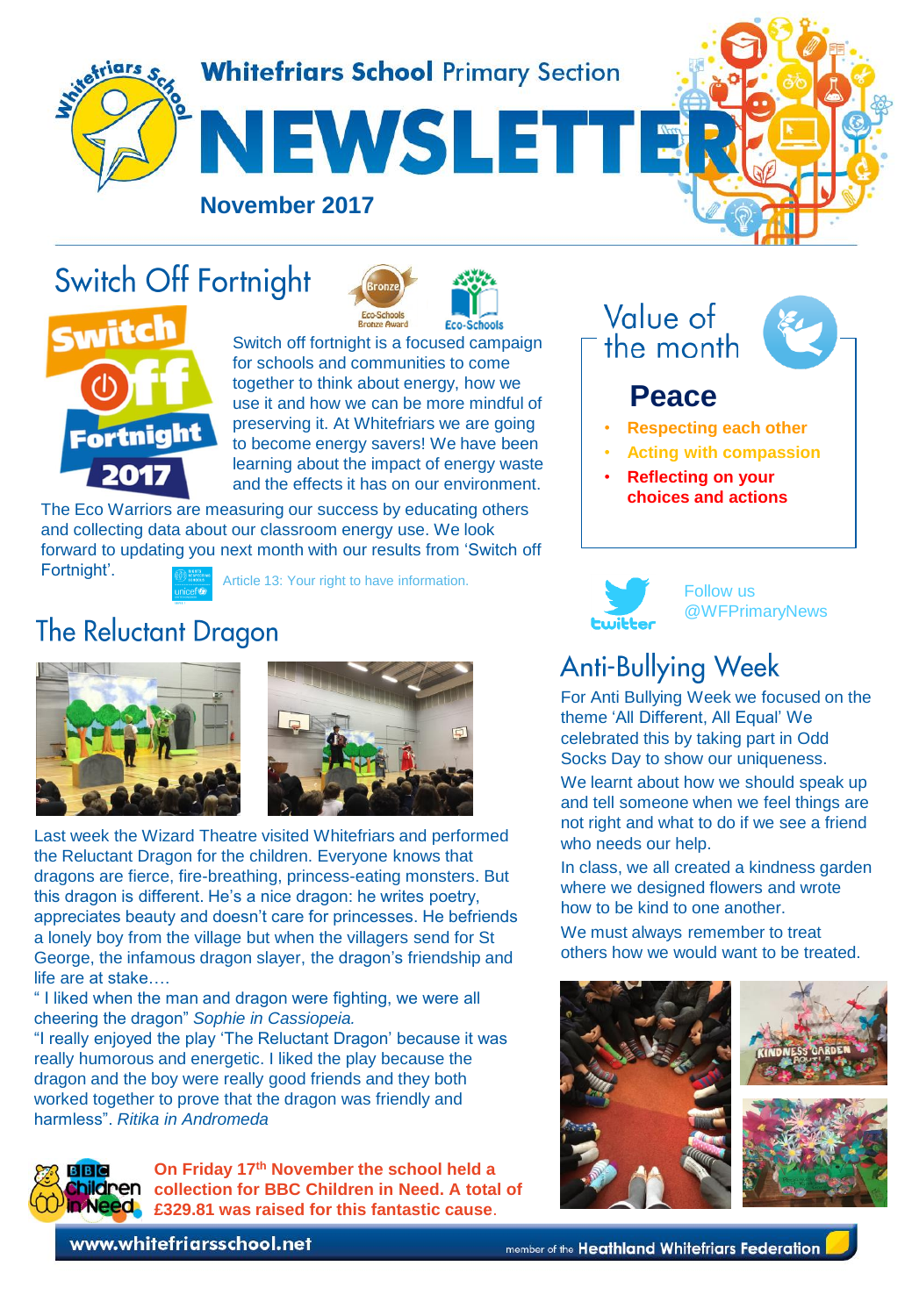# Whitefriars School Primary Section NEWSLETTER

**November 2017**

## Switch Off Fortnight

Switch off fortnight is a focused campaign for schools and communities to come together to think about energy, how we use it and how we can be more mindful of preserving it. At Whitefriars we are going to become energy savers! We have been learning about the impact of energy waste and the effects it has on our environment.

The Eco Warriors are measuring our success by educating others and collecting data about our classroom energy use. We look forward to updating you next month with our results from 'Switch off Fortnight'.

Article 13: Your right to have information.

## The Reluctant Dragon

Last week the Wizard Theatre visited Whitefriars and performed the Reluctant Dragon for the children. Everyone knows that dragons are fierce, fire-breathing, princess-eating monsters. But this dragon is different. He's a nice dragon: he writes poetry, appreciates beauty and doesn't care for princesses. He befriends a lonely boy from the village but when the villagers send for St George, the infamous dragon slayer, the dragon's friendship and life are at stake….

" I liked when the man and dragon were fighting, we were all cheering the dragon" *Sophie in Cassiopeia.*

"I really enjoyed the play 'The Reluctant Dragon' because it was really humorous and energetic. I liked the play because the dragon and the boy were really good friends and they both worked together to prove that the dragon was friendly and harmless". *Ritika in Andromeda*

**On Friday 17th November the school held a collection for BBC Children in Need. A total of £329.81 was raised for this fantastic cause.**

## Value of the month

### Peace

- **Respecting each other**
- **Acting with compassion**
- **Reflecting on your choices and actions**

Follow us @WFPrimaryNews

## Anti-Bullying Week

For Anti Bullying Week we focused on the theme 'All Different, All Equal' We celebrated this by taking part in Odd Socks Day to show our uniqueness.

We learnt about how we should speak up and tell someone when we feel things are not right and what to do if we see a friend who needs our help.

In class, we all created a kindness garden where we designed flowers and wrote how to be kind to one another.

We must always remember to treat others how we would want to be treated.

www.whitefriarsschool.net

member of the Heathland Whitefriars Federation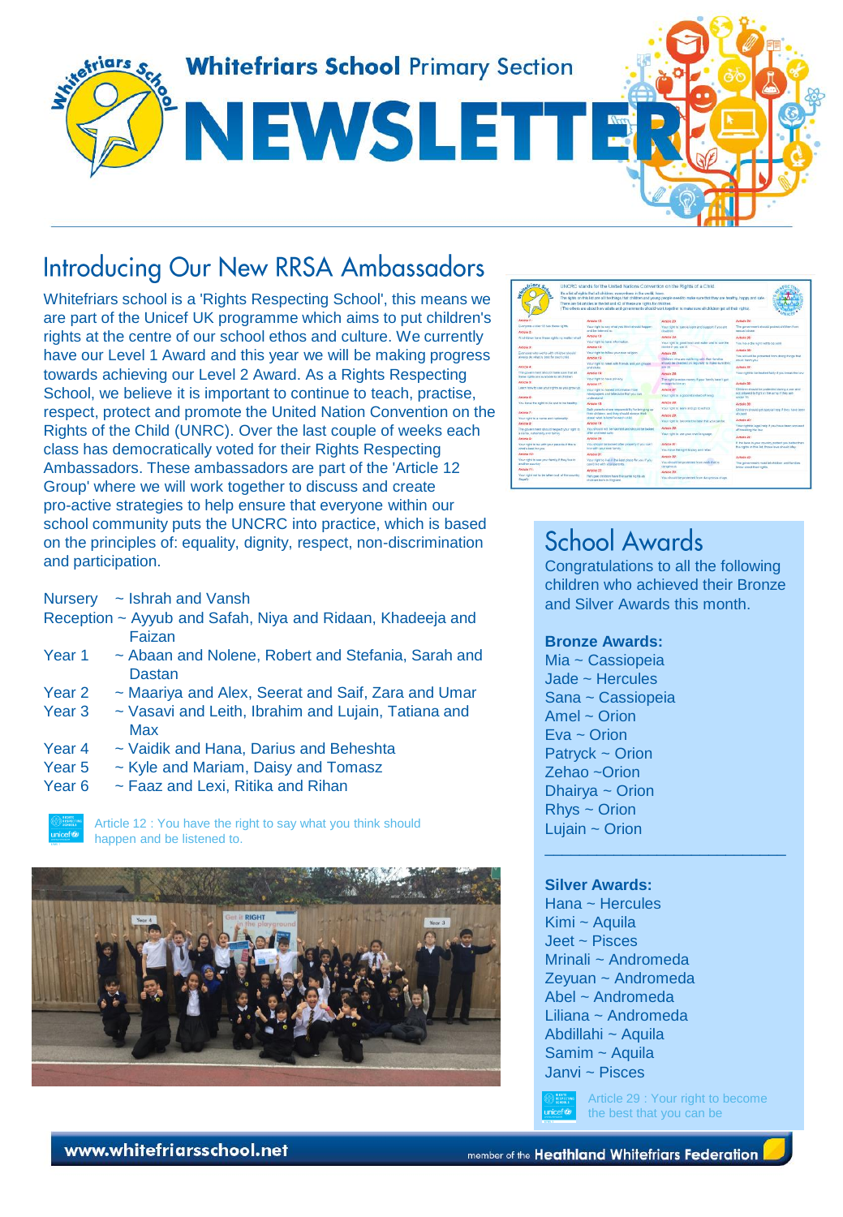# Whitefriars School Primary Section NEWSLETTER

## Introducing Our New RRSA Ambassadors

Whitefriars school is a 'Rights Respecting School', this means we are part of the Unicef UK programme which aims to put children's rights at the centre of our school ethos and culture. We currently have our Level 1 Award and this year we will be making progress towards achieving our Level 2 Award. As a Rights Respecting School, we believe it is important to continue to teach, practise, respect, protect and promote the United Nation Convention on the Rights of the Child (UNRC). Over the last couple of weeks each class has democratically voted for their Rights Respecting Ambassadors. These ambassadors are part of the 'Article 12 Group' where we will work together to discuss and create pro-active strategies to help ensure that everyone within our school community puts the UNCRC into practice, which is based on the principles of: equality, dignity, respect, non-discrimination and participation.

Nursery ~ Ishrah and Vansh
Reception ~ Ayyub and Safah, Niya and Ridaan, Khadeeja and Faizan
Year 1 ~ Abaan and Nolene, Robert and Stefania, Sarah and Dastan
Year 2 ~ Maariya and Alex, Seerat and Saif, Zara and Umar
Year 3 ~ Vasavi and Leith, Ibrahim and Lujain, Tatiana and Max
Year 4 ~ Vaidik and Hana, Darius and Beheshta
Year 5 ~ Kyle and Mariam, Daisy and Tomasz
Year 6 ~ Faaz and Lexi, Ritika and Rihan

Article 12 : You have the right to say what you think should happen and be listened to.

## School Awards

Congratulations to all the following children who achieved their Bronze and Silver Awards this month.

**Bronze Awards:**
Mia ~ Cassiopeia
Jade ~ Hercules
Sana ~ Cassiopeia
Amel ~ Orion
Eva ~ Orion
Patryck ~ Orion
Zehao ~Orion
Dhairya ~ Orion
Rhys ~ Orion
Lujain ~ Orion

**Silver Awards:**
Hana ~ Hercules
Kimi ~ Aquila
Jeet ~ Pisces
Mrinali ~ Andromeda
Zeyuan ~ Andromeda
Abel ~ Andromeda
Liliana ~ Andromeda
Abdillahi ~ Aquila
Samim ~ Aquila
Janvi ~ Pisces

Article 29 : Your right to become the best that you can be

www.whitefriarsschool.net — member of the Heathland Whitefriars Federation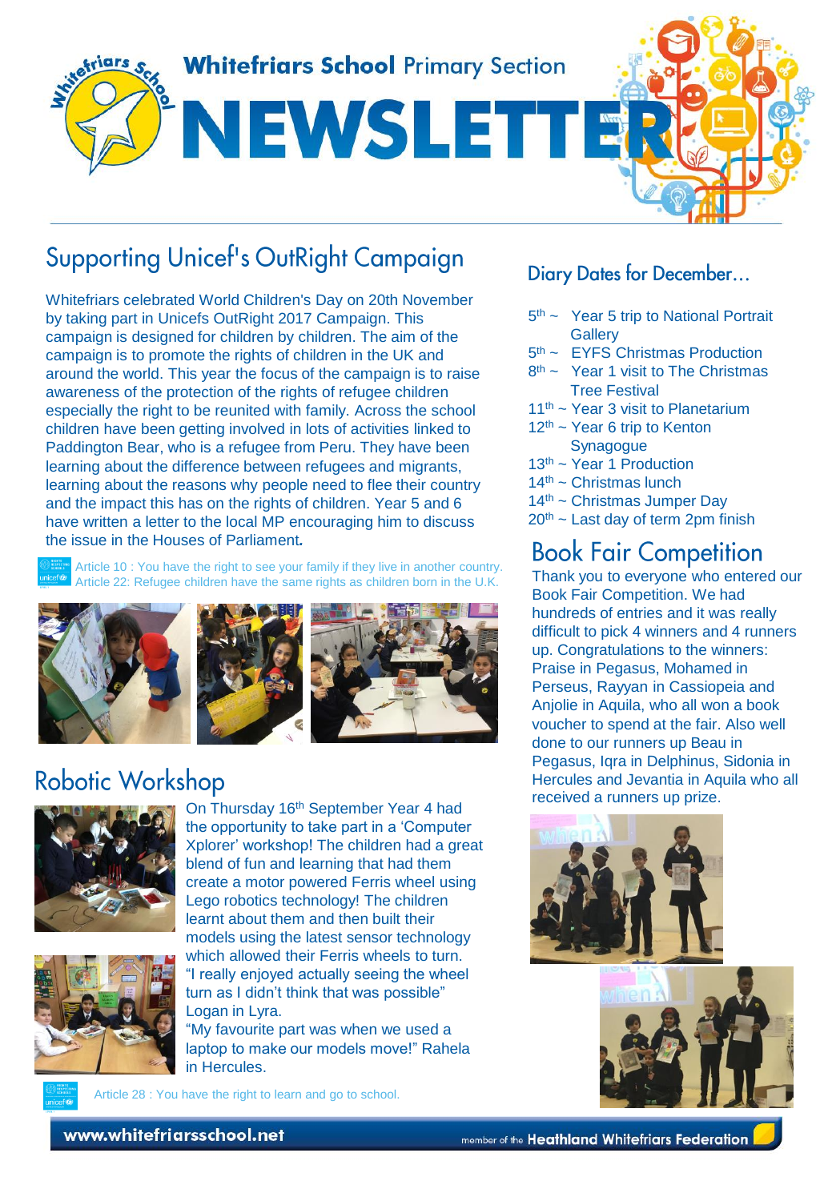# Whitefriars School Primary Section NEWSLETTER

## Supporting Unicef's OutRight Campaign

Whitefriars celebrated World Children's Day on 20th November by taking part in Unicefs OutRight 2017 Campaign. This campaign is designed for children by children. The aim of the campaign is to promote the rights of children in the UK and around the world. This year the focus of the campaign is to raise awareness of the protection of the rights of refugee children especially the right to be reunited with family. Across the school children have been getting involved in lots of activities linked to Paddington Bear, who is a refugee from Peru. They have been learning about the difference between refugees and migrants, learning about the reasons why people need to flee their country and the impact this has on the rights of children. Year 5 and 6 have written a letter to the local MP encouraging him to discuss the issue in the Houses of Parliament.

Article 10 : You have the right to see your family if they live in another country.
Article 22: Refugee children have the same rights as children born in the U.K.

## Robotic Workshop

On Thursday 16th September Year 4 had the opportunity to take part in a 'Computer Xplorer' workshop! The children had a great blend of fun and learning that had them create a motor powered Ferris wheel using Lego robotics technology! The children learnt about them and then built their models using the latest sensor technology which allowed their Ferris wheels to turn.
"I really enjoyed actually seeing the wheel turn as I didn't think that was possible" Logan in Lyra.
"My favourite part was when we used a laptop to make our models move!" Rahela in Hercules.

Article 28 : You have the right to learn and go to school.

## Diary Dates for December…

- 5th ~ Year 5 trip to National Portrait Gallery
- 5th ~ EYFS Christmas Production
- 8th ~ Year 1 visit to The Christmas Tree Festival
- 11th ~ Year 3 visit to Planetarium
- 12th ~ Year 6 trip to Kenton Synagogue
- 13th ~ Year 1 Production
- 14th ~ Christmas lunch
- 14th ~ Christmas Jumper Day
- 20th ~ Last day of term 2pm finish

## Book Fair Competition

Thank you to everyone who entered our Book Fair Competition. We had hundreds of entries and it was really difficult to pick 4 winners and 4 runners up. Congratulations to the winners: Praise in Pegasus, Mohamed in Perseus, Rayyan in Cassiopeia and Anjolie in Aquila, who all won a book voucher to spend at the fair. Also well done to our runners up Beau in Pegasus, Iqra in Delphinus, Sidonia in Hercules and Jevantia in Aquila who all received a runners up prize.

www.whitefriarsschool.net

member of the Heathland Whitefriars Federation